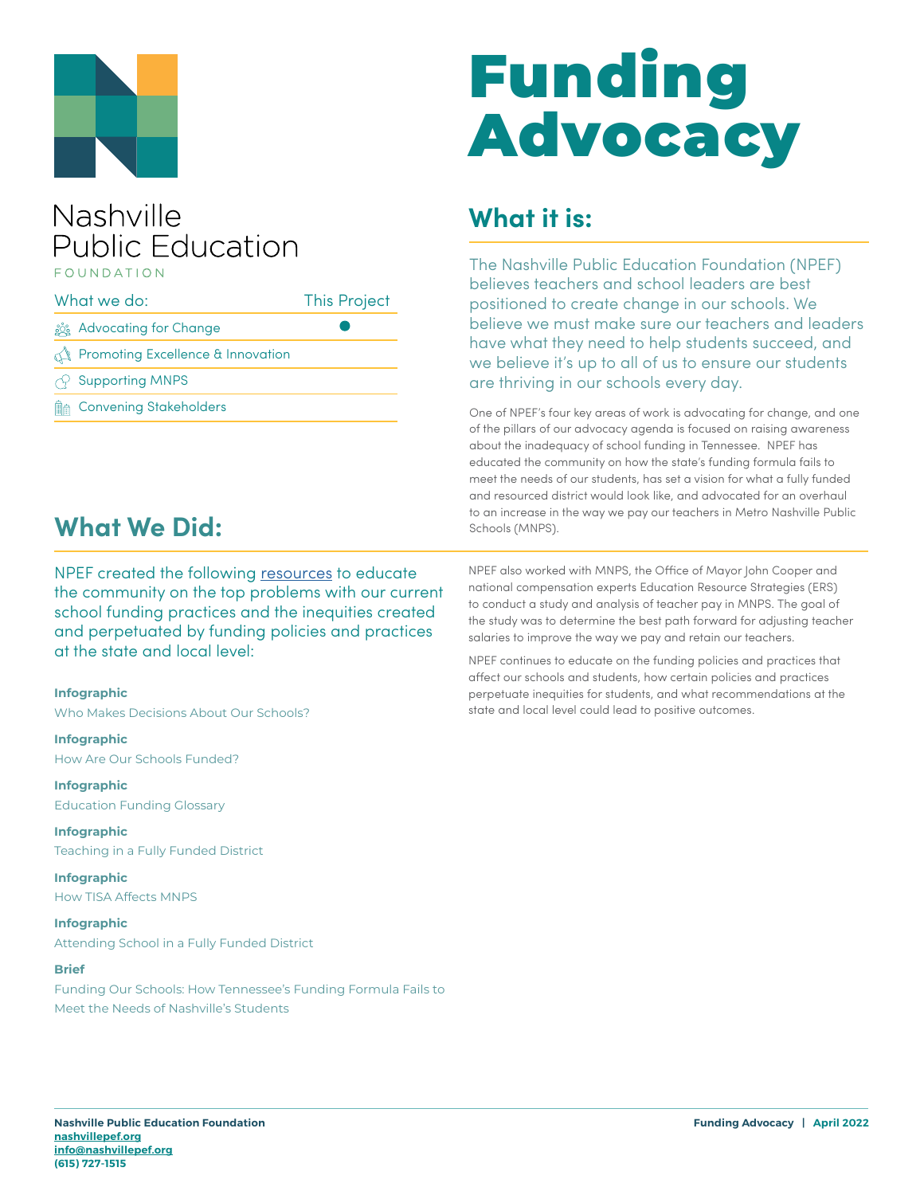Nashville Public Education FOUNDATION

| What we do: | This Project |
|---|---|
| Advocating for Change | ● |
| Promoting Excellence & Innovation | |
| Supporting MNPS | |
| Convening Stakeholders | |

# Funding Advocacy

## What it is:

The Nashville Public Education Foundation (NPEF) believes teachers and school leaders are best positioned to create change in our schools. We believe we must make sure our teachers and leaders have what they need to help students succeed, and we believe it's up to all of us to ensure our students are thriving in our schools every day.

One of NPEF's four key areas of work is advocating for change, and one of the pillars of our advocacy agenda is focused on raising awareness about the inadequacy of school funding in Tennessee. NPEF has educated the community on how the state's funding formula fails to meet the needs of our students, has set a vision for what a fully funded and resourced district would look like, and advocated for an overhaul to an increase in the way we pay our teachers in Metro Nashville Public Schools (MNPS).

NPEF also worked with MNPS, the Office of Mayor John Cooper and national compensation experts Education Resource Strategies (ERS) to conduct a study and analysis of teacher pay in MNPS. The goal of the study was to determine the best path forward for adjusting teacher salaries to improve the way we pay and retain our teachers.

NPEF continues to educate on the funding policies and practices that affect our schools and students, how certain policies and practices perpetuate inequities for students, and what recommendations at the state and local level could lead to positive outcomes.

## What We Did:

NPEF created the following resources to educate the community on the top problems with our current school funding practices and the inequities created and perpetuated by funding policies and practices at the state and local level:

**Infographic**
Who Makes Decisions About Our Schools?

**Infographic**
How Are Our Schools Funded?

**Infographic**
Education Funding Glossary

**Infographic**
Teaching in a Fully Funded District

**Infographic**
How TISA Affects MNPS

**Infographic**
Attending School in a Fully Funded District

**Brief**
Funding Our Schools: How Tennessee's Funding Formula Fails to Meet the Needs of Nashville's Students

**Nashville Public Education Foundation**
nashvillepef.org
info@nashvillepef.org
(615) 727-1515

**Funding Advocacy | April 2022**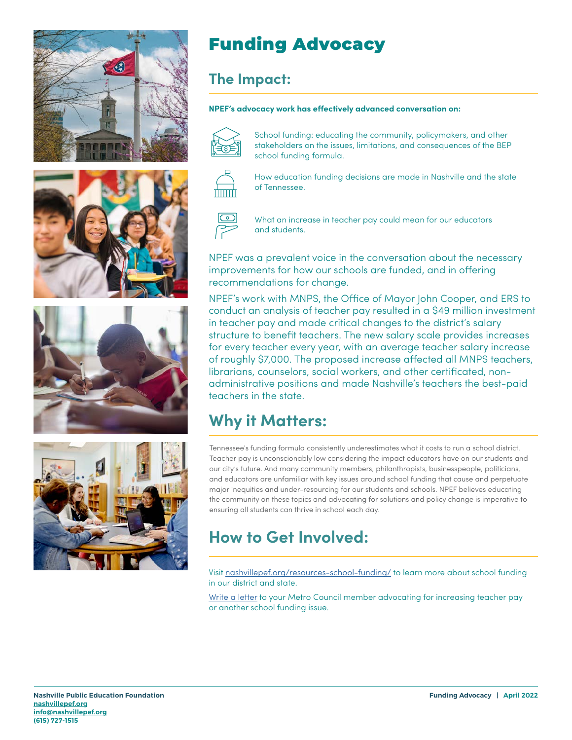# Funding Advocacy

## The Impact:

**NPEF's advocacy work has effectively advanced conversation on:**

- School funding: educating the community, policymakers, and other stakeholders on the issues, limitations, and consequences of the BEP school funding formula.
- How education funding decisions are made in Nashville and the state of Tennessee.
- What an increase in teacher pay could mean for our educators and students.

NPEF was a prevalent voice in the conversation about the necessary improvements for how our schools are funded, and in offering recommendations for change.

NPEF's work with MNPS, the Office of Mayor John Cooper, and ERS to conduct an analysis of teacher pay resulted in a $49 million investment in teacher pay and made critical changes to the district's salary structure to benefit teachers. The new salary scale provides increases for every teacher every year, with an average teacher salary increase of roughly $7,000. The proposed increase affected all MNPS teachers, librarians, counselors, social workers, and other certificated, non-administrative positions and made Nashville's teachers the best-paid teachers in the state.

## Why it Matters:

Tennessee's funding formula consistently underestimates what it costs to run a school district. Teacher pay is unconscionably low considering the impact educators have on our students and our city's future. And many community members, philanthropists, businesspeople, politicians, and educators are unfamiliar with key issues around school funding that cause and perpetuate major inequities and under-resourcing for our students and schools. NPEF believes educating the community on these topics and advocating for solutions and policy change is imperative to ensuring all students can thrive in school each day.

## How to Get Involved:

Visit nashvillepef.org/resources-school-funding/ to learn more about school funding in our district and state.

Write a letter to your Metro Council member advocating for increasing teacher pay or another school funding issue.

**Nashville Public Education Foundation**
**nashvillepef.org**
**info@nashvillepef.org**
**(615) 727-1515**

**Funding Advocacy | April 2022**